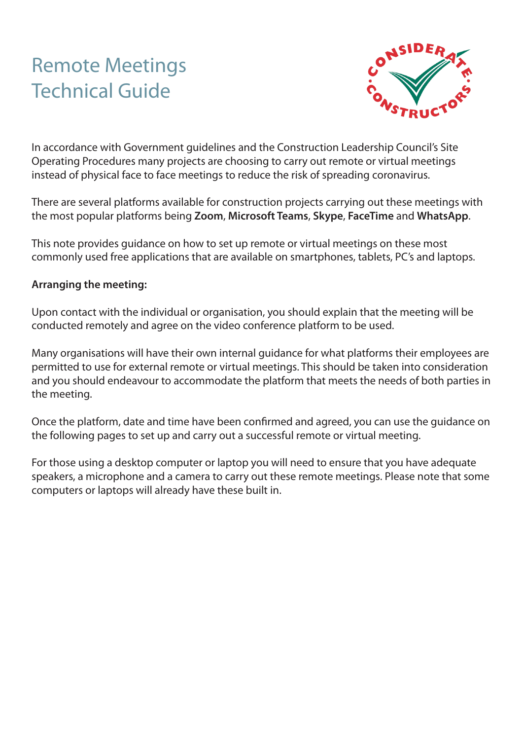# Remote Meetings Technical Guide

In accordance with Government guidelines and the Construction Leadership Council's Site Operating Procedures many projects are choosing to carry out remote or virtual meetings instead of physical face to face meetings to reduce the risk of spreading coronavirus.

There are several platforms available for construction projects carrying out these meetings with the most popular platforms being **Zoom**, **Microsoft Teams**, **Skype**, **FaceTime** and **WhatsApp**.

This note provides guidance on how to set up remote or virtual meetings on these most commonly used free applications that are available on smartphones, tablets, PC's and laptops.

**Arranging the meeting:**

Upon contact with the individual or organisation, you should explain that the meeting will be conducted remotely and agree on the video conference platform to be used.

Many organisations will have their own internal guidance for what platforms their employees are permitted to use for external remote or virtual meetings. This should be taken into consideration and you should endeavour to accommodate the platform that meets the needs of both parties in the meeting.

Once the platform, date and time have been confirmed and agreed, you can use the guidance on the following pages to set up and carry out a successful remote or virtual meeting.

For those using a desktop computer or laptop you will need to ensure that you have adequate speakers, a microphone and a camera to carry out these remote meetings. Please note that some computers or laptops will already have these built in.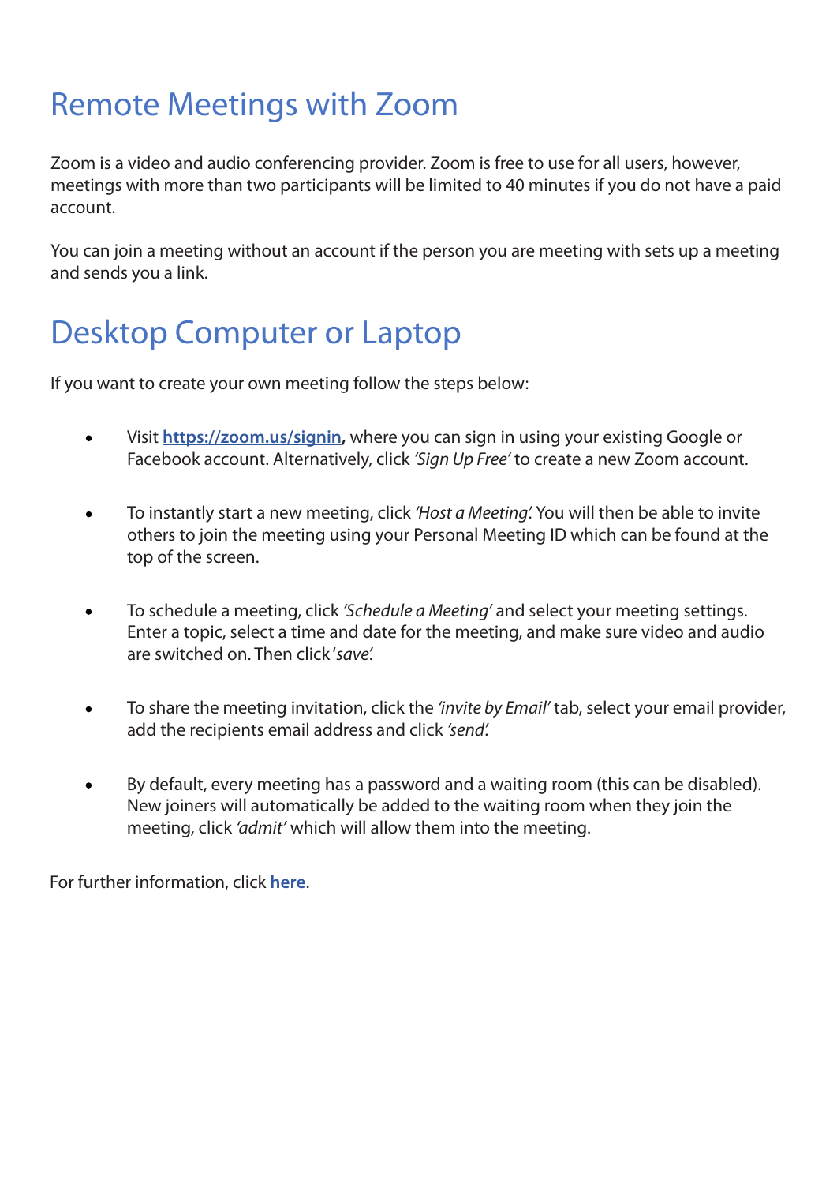# Remote Meetings with Zoom

Zoom is a video and audio conferencing provider. Zoom is free to use for all users, however, meetings with more than two participants will be limited to 40 minutes if you do not have a paid account.

You can join a meeting without an account if the person you are meeting with sets up a meeting and sends you a link.

# Desktop Computer or Laptop

If you want to create your own meeting follow the steps below:

- Visit **https://zoom.us/signin,** where you can sign in using your existing Google or Facebook account. Alternatively, click *'Sign Up Free'* to create a new Zoom account.

- To instantly start a new meeting, click *'Host a Meeting'.* You will then be able to invite others to join the meeting using your Personal Meeting ID which can be found at the top of the screen.

- To schedule a meeting, click *'Schedule a Meeting'* and select your meeting settings. Enter a topic, select a time and date for the meeting, and make sure video and audio are switched on. Then click *'save'.*

- To share the meeting invitation, click the *'invite by Email'* tab, select your email provider, add the recipients email address and click *'send'.*

- By default, every meeting has a password and a waiting room (this can be disabled). New joiners will automatically be added to the waiting room when they join the meeting, click *'admit'* which will allow them into the meeting.

For further information, click **here**.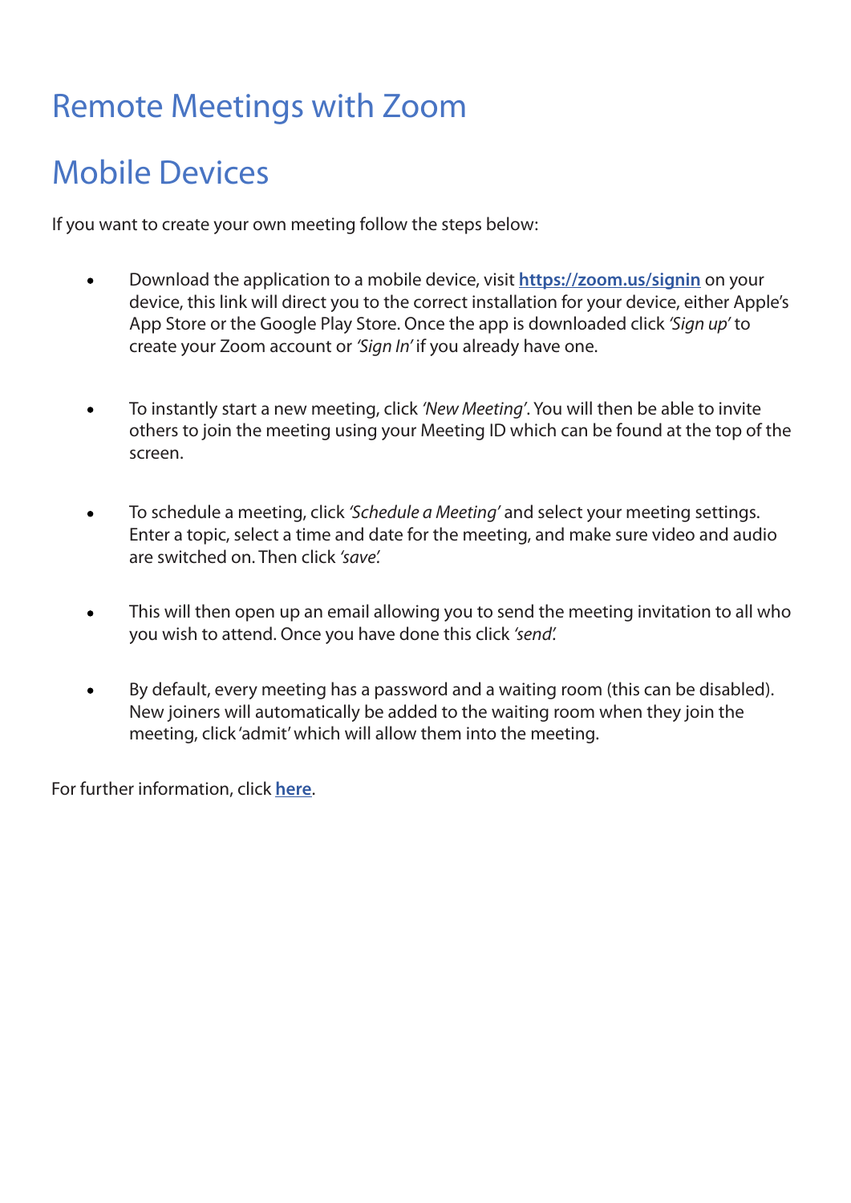# Remote Meetings with Zoom

## Mobile Devices

If you want to create your own meeting follow the steps below:

- Download the application to a mobile device, visit **[https://zoom.us/signin](https://zoom.us/signin)** on your device, this link will direct you to the correct installation for your device, either Apple's App Store or the Google Play Store. Once the app is downloaded click *'Sign up'* to create your Zoom account or *'Sign In'* if you already have one.

- To instantly start a new meeting, click *'New Meeting'*. You will then be able to invite others to join the meeting using your Meeting ID which can be found at the top of the screen.

- To schedule a meeting, click *'Schedule a Meeting'* and select your meeting settings. Enter a topic, select a time and date for the meeting, and make sure video and audio are switched on. Then click *'save'.*

- This will then open up an email allowing you to send the meeting invitation to all who you wish to attend. Once you have done this click *'send'.*

- By default, every meeting has a password and a waiting room (this can be disabled). New joiners will automatically be added to the waiting room when they join the meeting, click 'admit' which will allow them into the meeting.

For further information, click **here**.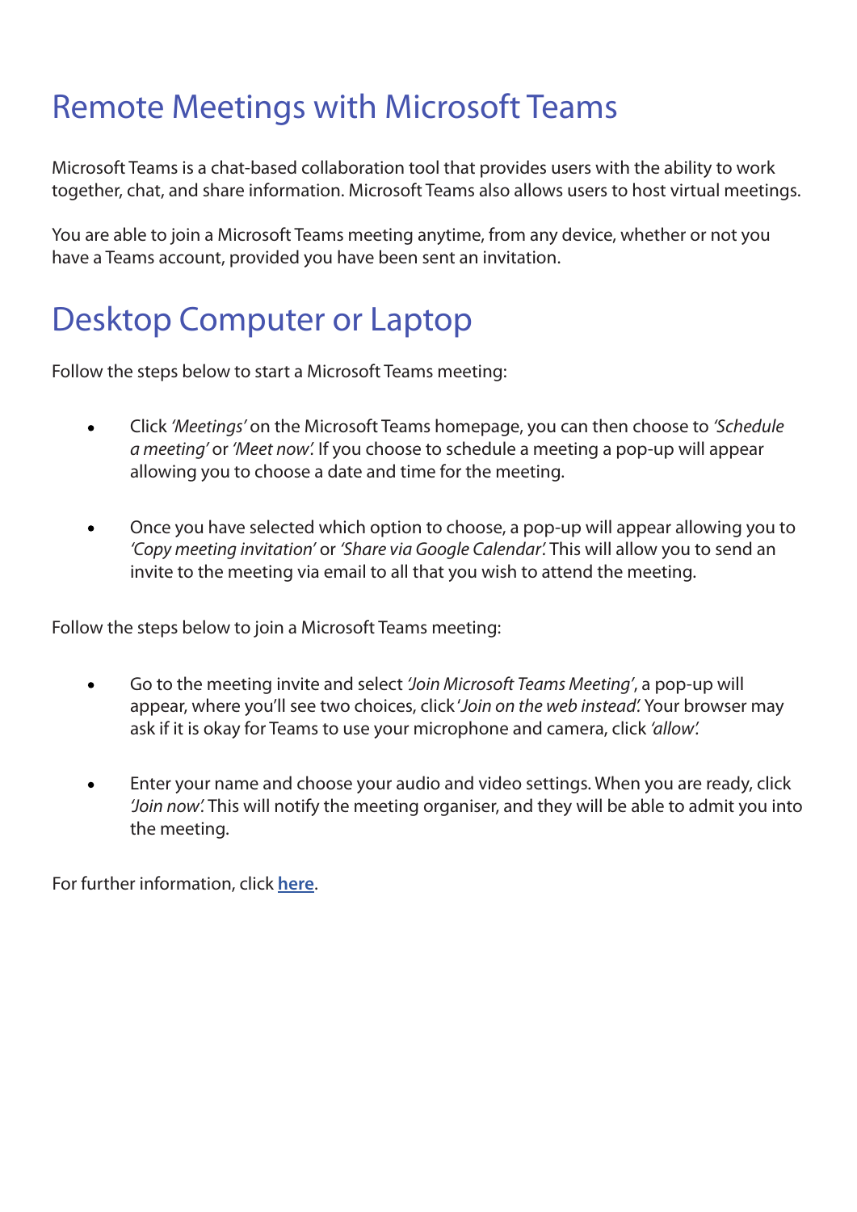# Remote Meetings with Microsoft Teams

Microsoft Teams is a chat-based collaboration tool that provides users with the ability to work together, chat, and share information. Microsoft Teams also allows users to host virtual meetings.

You are able to join a Microsoft Teams meeting anytime, from any device, whether or not you have a Teams account, provided you have been sent an invitation.

# Desktop Computer or Laptop

Follow the steps below to start a Microsoft Teams meeting:

- Click *'Meetings'* on the Microsoft Teams homepage, you can then choose to *'Schedule a meeting'* or *'Meet now'.* If you choose to schedule a meeting a pop-up will appear allowing you to choose a date and time for the meeting.

- Once you have selected which option to choose, a pop-up will appear allowing you to *'Copy meeting invitation'* or *'Share via Google Calendar'.* This will allow you to send an invite to the meeting via email to all that you wish to attend the meeting.

Follow the steps below to join a Microsoft Teams meeting:

- Go to the meeting invite and select *'Join Microsoft Teams Meeting'*, a pop-up will appear, where you'll see two choices, click *'Join on the web instead'.* Your browser may ask if it is okay for Teams to use your microphone and camera, click *'allow'.*

- Enter your name and choose your audio and video settings. When you are ready, click *'Join now'.* This will notify the meeting organiser, and they will be able to admit you into the meeting.

For further information, click **here**.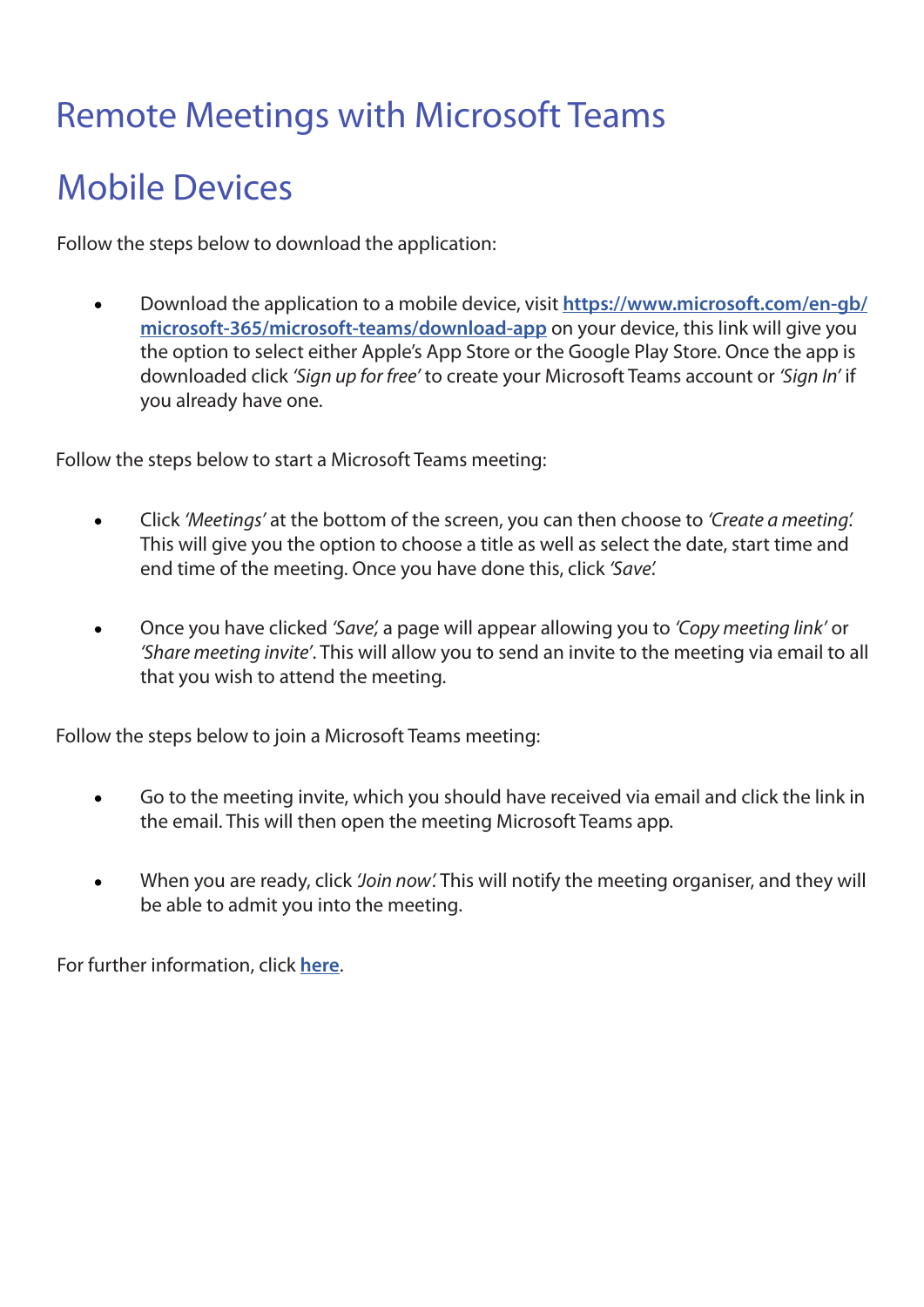# Remote Meetings with Microsoft Teams

## Mobile Devices

Follow the steps below to download the application:

- Download the application to a mobile device, visit **[https://www.microsoft.com/en-gb/microsoft-365/microsoft-teams/download-app](https://www.microsoft.com/en-gb/microsoft-365/microsoft-teams/download-app)** on your device, this link will give you the option to select either Apple's App Store or the Google Play Store. Once the app is downloaded click *'Sign up for free'* to create your Microsoft Teams account or *'Sign In'* if you already have one.

Follow the steps below to start a Microsoft Teams meeting:

- Click *'Meetings'* at the bottom of the screen, you can then choose to *'Create a meeting'.* This will give you the option to choose a title as well as select the date, start time and end time of the meeting. Once you have done this, click *'Save'.*

- Once you have clicked *'Save',* a page will appear allowing you to *'Copy meeting link'* or *'Share meeting invite'*. This will allow you to send an invite to the meeting via email to all that you wish to attend the meeting.

Follow the steps below to join a Microsoft Teams meeting:

- Go to the meeting invite, which you should have received via email and click the link in the email. This will then open the meeting Microsoft Teams app.

- When you are ready, click *'Join now'.* This will notify the meeting organiser, and they will be able to admit you into the meeting.

For further information, click **here**.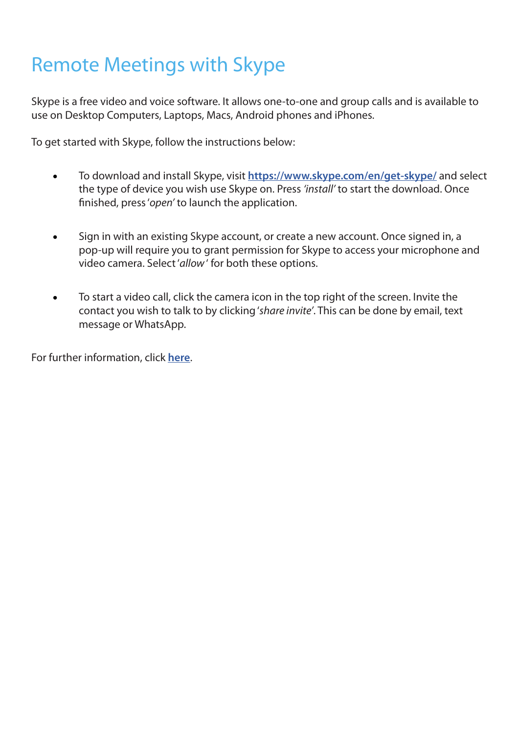# Remote Meetings with Skype

Skype is a free video and voice software. It allows one-to-one and group calls and is available to use on Desktop Computers, Laptops, Macs, Android phones and iPhones.

To get started with Skype, follow the instructions below:

- To download and install Skype, visit **https://www.skype.com/en/get-skype/** and select the type of device you wish use Skype on. Press *'install'* to start the download. Once finished, press '*open'* to launch the application.

- Sign in with an existing Skype account, or create a new account. Once signed in, a pop-up will require you to grant permission for Skype to access your microphone and video camera. Select '*allow*' for both these options.

- To start a video call, click the camera icon in the top right of the screen. Invite the contact you wish to talk to by clicking '*share invite*'. This can be done by email, text message or WhatsApp.

For further information, click **here**.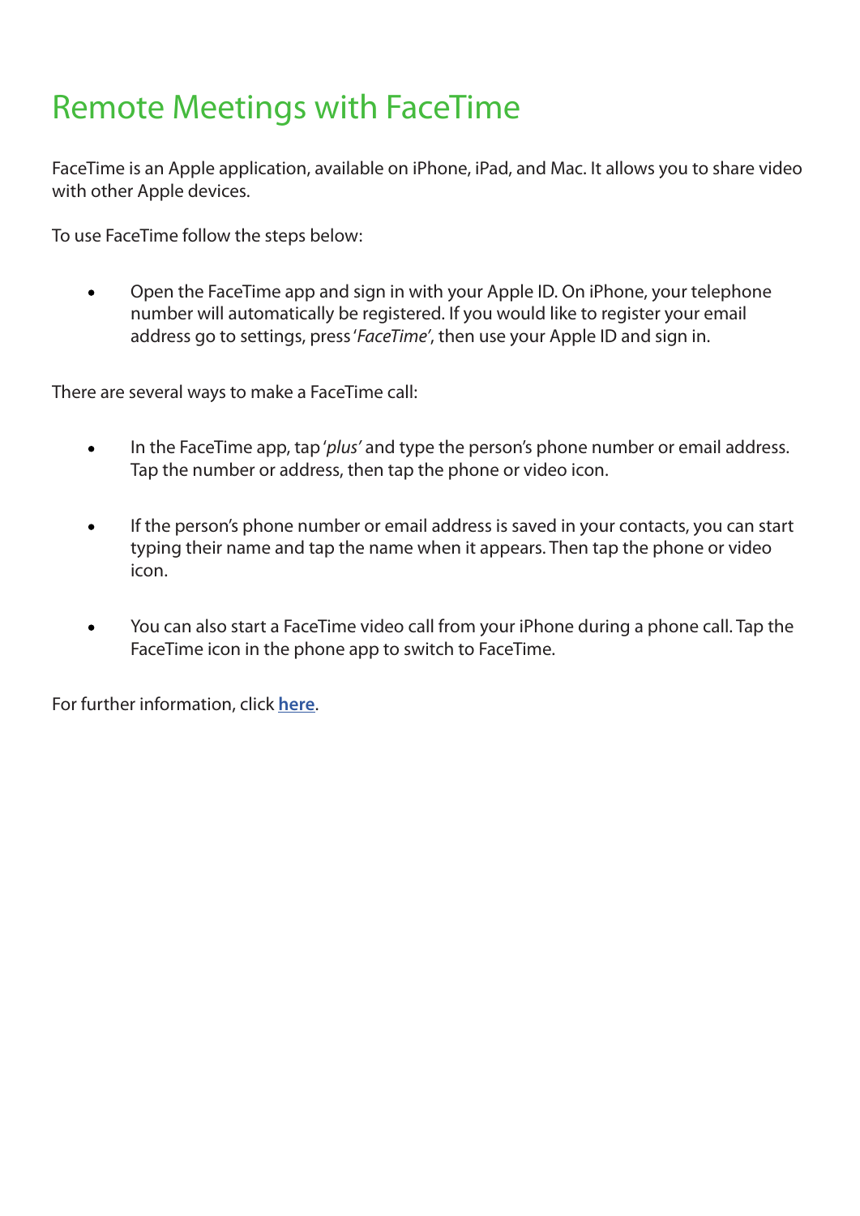# Remote Meetings with FaceTime

FaceTime is an Apple application, available on iPhone, iPad, and Mac. It allows you to share video with other Apple devices.

To use FaceTime follow the steps below:

- Open the FaceTime app and sign in with your Apple ID. On iPhone, your telephone number will automatically be registered. If you would like to register your email address go to settings, press '*FaceTime*', then use your Apple ID and sign in.

There are several ways to make a FaceTime call:

- In the FaceTime app, tap '*plus*' and type the person's phone number or email address. Tap the number or address, then tap the phone or video icon.

- If the person's phone number or email address is saved in your contacts, you can start typing their name and tap the name when it appears. Then tap the phone or video icon.

- You can also start a FaceTime video call from your iPhone during a phone call. Tap the FaceTime icon in the phone app to switch to FaceTime.

For further information, click **here**.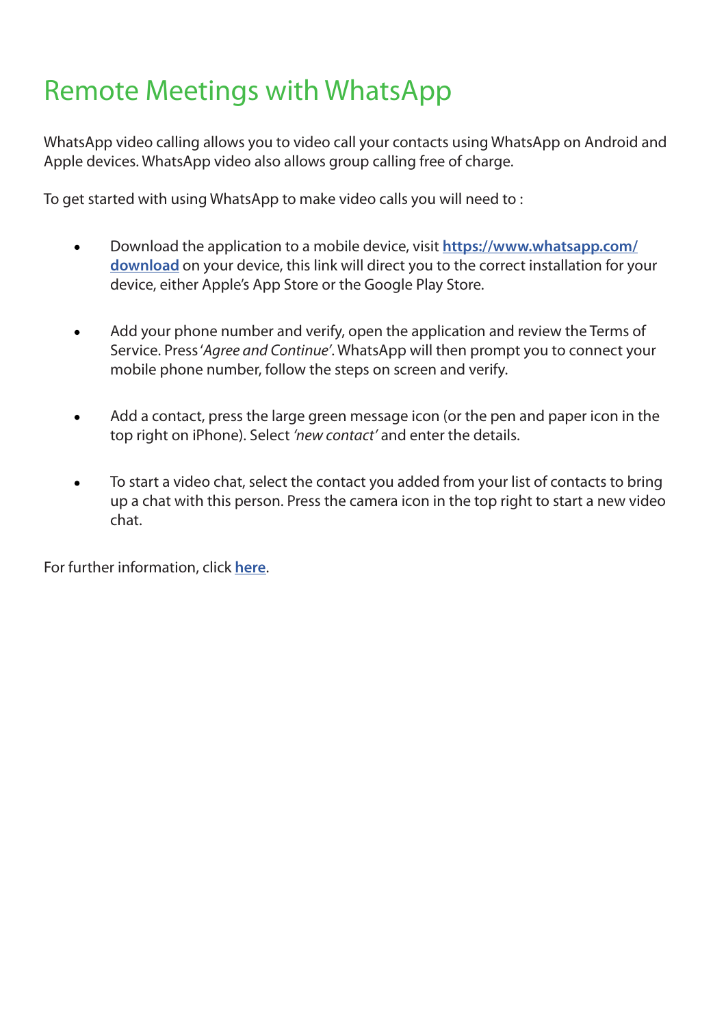# Remote Meetings with WhatsApp

WhatsApp video calling allows you to video call your contacts using WhatsApp on Android and Apple devices. WhatsApp video also allows group calling free of charge.

To get started with using WhatsApp to make video calls you will need to :

- Download the application to a mobile device, visit **[https://www.whatsapp.com/download](https://www.whatsapp.com/download)** on your device, this link will direct you to the correct installation for your device, either Apple's App Store or the Google Play Store.

- Add your phone number and verify, open the application and review the Terms of Service. Press '*Agree and Continue*'. WhatsApp will then prompt you to connect your mobile phone number, follow the steps on screen and verify.

- Add a contact, press the large green message icon (or the pen and paper icon in the top right on iPhone). Select *'new contact'* and enter the details.

- To start a video chat, select the contact you added from your list of contacts to bring up a chat with this person. Press the camera icon in the top right to start a new video chat.

For further information, click **here**.